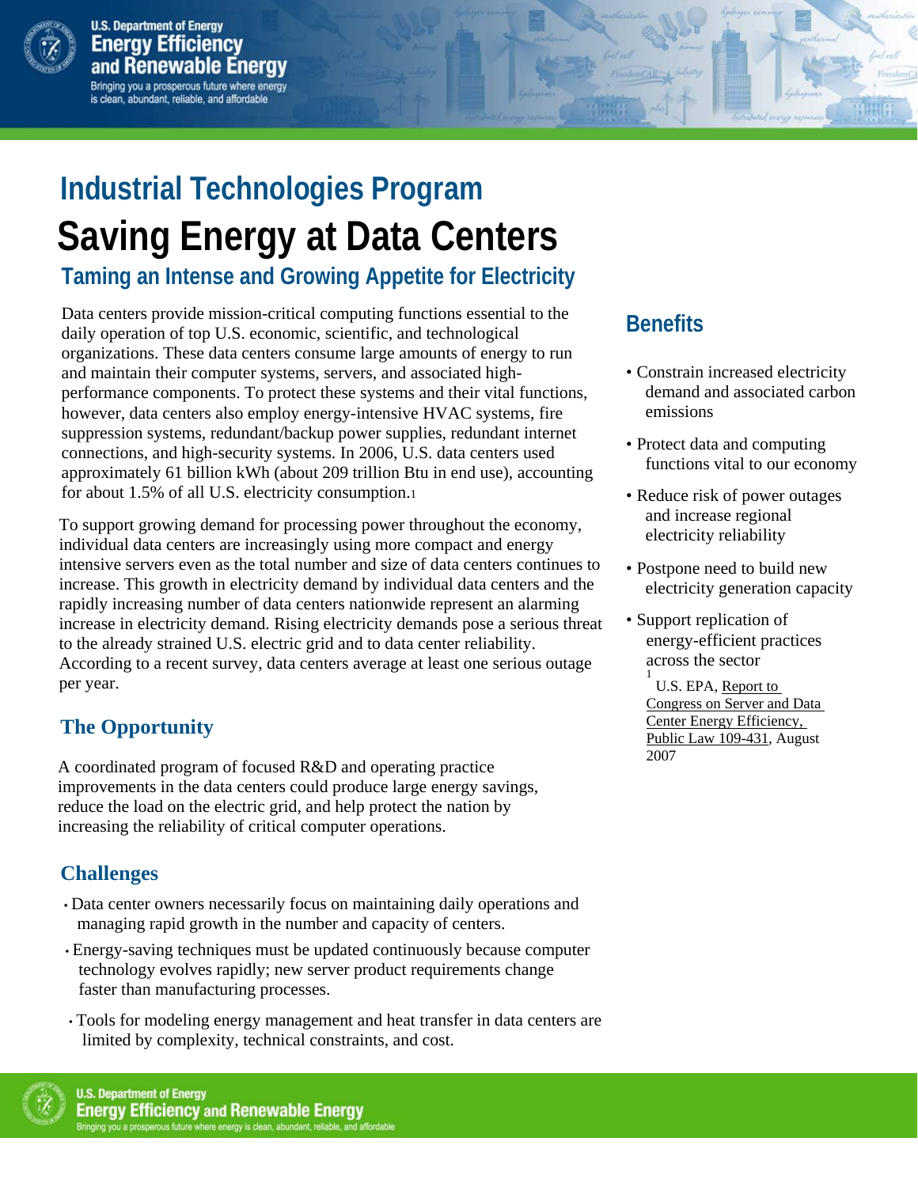# Industrial Technologies Program

# Saving Energy at Data Centers

## Taming an Intense and Growing Appetite for Electricity

Data centers provide mission-critical computing functions essential to the daily operation of top U.S. economic, scientific, and technological organizations. These data centers consume large amounts of energy to run and maintain their computer systems, servers, and associated high-performance components. To protect these systems and their vital functions, however, data centers also employ energy-intensive HVAC systems, fire suppression systems, redundant/backup power supplies, redundant internet connections, and high-security systems. In 2006, U.S. data centers used approximately 61 billion kWh (about 209 trillion Btu in end use), accounting for about 1.5% of all U.S. electricity consumption.[1]

To support growing demand for processing power throughout the economy, individual data centers are increasingly using more compact and energy intensive servers even as the total number and size of data centers continues to increase. This growth in electricity demand by individual data centers and the rapidly increasing number of data centers nationwide represent an alarming increase in electricity demand. Rising electricity demands pose a serious threat to the already strained U.S. electric grid and to data center reliability. According to a recent survey, data centers average at least one serious outage per year.

### The Opportunity

A coordinated program of focused R&D and operating practice improvements in the data centers could produce large energy savings, reduce the load on the electric grid, and help protect the nation by increasing the reliability of critical computer operations.

### Challenges

- Data center owners necessarily focus on maintaining daily operations and managing rapid growth in the number and capacity of centers.
- Energy-saving techniques must be updated continuously because computer technology evolves rapidly; new server product requirements change faster than manufacturing processes.
- Tools for modeling energy management and heat transfer in data centers are limited by complexity, technical constraints, and cost.

### Benefits

- Constrain increased electricity demand and associated carbon emissions
- Protect data and computing functions vital to our economy
- Reduce risk of power outages and increase regional electricity reliability
- Postpone need to build new electricity generation capacity
- Support replication of energy-efficient practices across the sector

[1] U.S. EPA, Report to Congress on Server and Data Center Energy Efficiency, Public Law 109-431, August 2007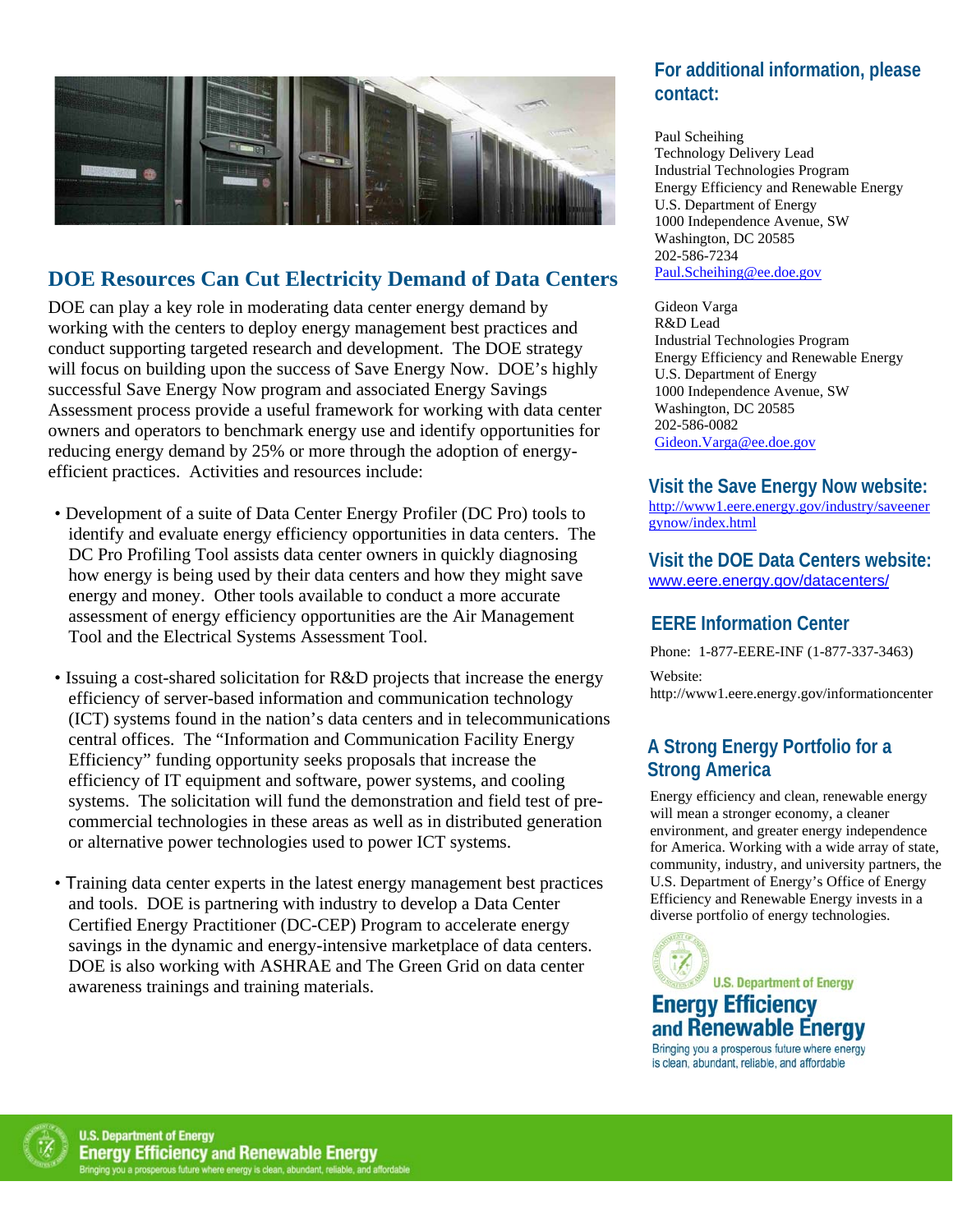## DOE Resources Can Cut Electricity Demand of Data Centers

DOE can play a key role in moderating data center energy demand by working with the centers to deploy energy management best practices and conduct supporting targeted research and development. The DOE strategy will focus on building upon the success of Save Energy Now. DOE's highly successful Save Energy Now program and associated Energy Savings Assessment process provide a useful framework for working with data center owners and operators to benchmark energy use and identify opportunities for reducing energy demand by 25% or more through the adoption of energy-efficient practices. Activities and resources include:

- Development of a suite of Data Center Energy Profiler (DC Pro) tools to identify and evaluate energy efficiency opportunities in data centers. The DC Pro Profiling Tool assists data center owners in quickly diagnosing how energy is being used by their data centers and how they might save energy and money. Other tools available to conduct a more accurate assessment of energy efficiency opportunities are the Air Management Tool and the Electrical Systems Assessment Tool.

- Issuing a cost-shared solicitation for R&D projects that increase the energy efficiency of server-based information and communication technology (ICT) systems found in the nation's data centers and in telecommunications central offices. The "Information and Communication Facility Energy Efficiency" funding opportunity seeks proposals that increase the efficiency of IT equipment and software, power systems, and cooling systems. The solicitation will fund the demonstration and field test of pre-commercial technologies in these areas as well as in distributed generation or alternative power technologies used to power ICT systems.

- Training data center experts in the latest energy management best practices and tools. DOE is partnering with industry to develop a Data Center Certified Energy Practitioner (DC-CEP) Program to accelerate energy savings in the dynamic and energy-intensive marketplace of data centers. DOE is also working with ASHRAE and The Green Grid on data center awareness trainings and training materials.

### For additional information, please contact:

Paul Scheihing
Technology Delivery Lead
Industrial Technologies Program
Energy Efficiency and Renewable Energy
U.S. Department of Energy
1000 Independence Avenue, SW
Washington, DC 20585
202-586-7234
Paul.Scheihing@ee.doe.gov

Gideon Varga
R&D Lead
Industrial Technologies Program
Energy Efficiency and Renewable Energy
U.S. Department of Energy
1000 Independence Avenue, SW
Washington, DC 20585
202-586-0082
Gideon.Varga@ee.doe.gov

### Visit the Save Energy Now website:

http://www1.eere.energy.gov/industry/saveenergynow/index.html

### Visit the DOE Data Centers website:

www.eere.energy.gov/datacenters/

### EERE Information Center

Phone: 1-877-EERE-INF (1-877-337-3463)

Website: http://www1.eere.energy.gov/informationcenter

### A Strong Energy Portfolio for a Strong America

Energy efficiency and clean, renewable energy will mean a stronger economy, a cleaner environment, and greater energy independence for America. Working with a wide array of state, community, industry, and university partners, the U.S. Department of Energy's Office of Energy Efficiency and Renewable Energy invests in a diverse portfolio of energy technologies.

U.S. Department of Energy
**Energy Efficiency and Renewable Energy**
Bringing you a prosperous future where energy is clean, abundant, reliable, and affordable